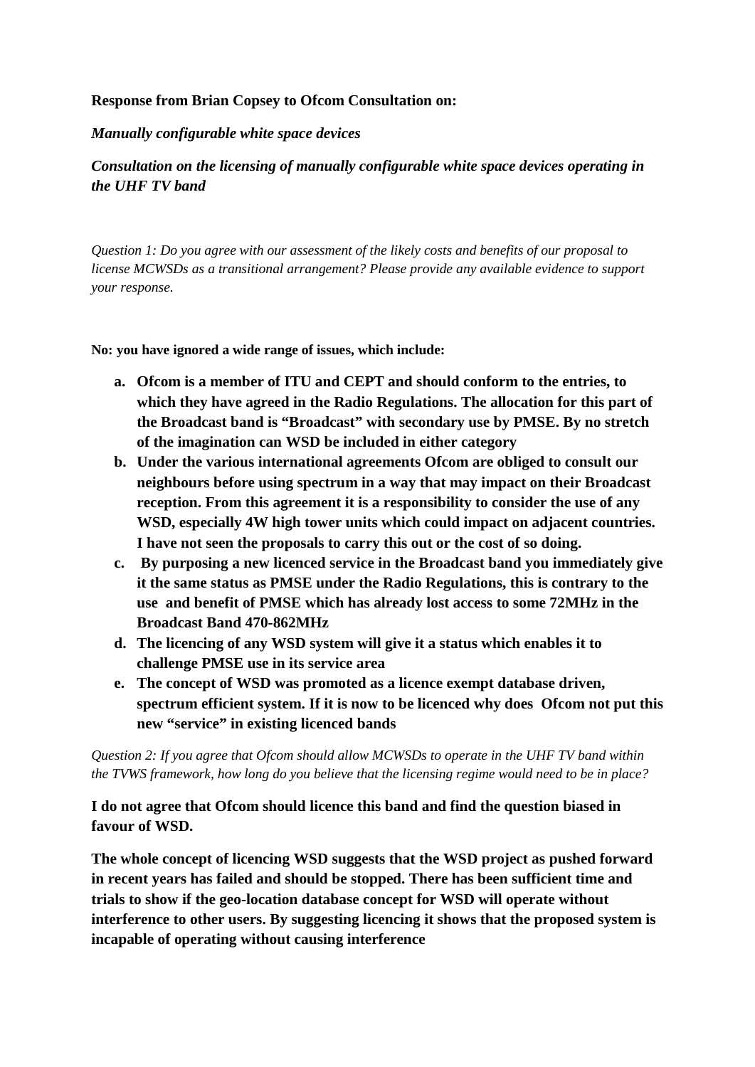**Response from Brian Copsey to Ofcom Consultation on:**

***Manually configurable white space devices***

***Consultation on the licensing of manually configurable white space devices operating in the UHF TV band***

*Question 1: Do you agree with our assessment of the likely costs and benefits of our proposal to license MCWSDs as a transitional arrangement? Please provide any available evidence to support your response.*

**No: you have ignored a wide range of issues, which include:**

- a. **Ofcom is a member of ITU and CEPT and should conform to the entries, to which they have agreed in the Radio Regulations. The allocation for this part of the Broadcast band is "Broadcast" with secondary use by PMSE. By no stretch of the imagination can WSD be included in either category**
- b. **Under the various international agreements Ofcom are obliged to consult our neighbours before using spectrum in a way that may impact on their Broadcast reception. From this agreement it is a responsibility to consider the use of any WSD, especially 4W high tower units which could impact on adjacent countries. I have not seen the proposals to carry this out or the cost of so doing.**
- c. **By purposing a new licenced service in the Broadcast band you immediately give it the same status as PMSE under the Radio Regulations, this is contrary to the use and benefit of PMSE which has already lost access to some 72MHz in the Broadcast Band 470-862MHz**
- d. **The licencing of any WSD system will give it a status which enables it to challenge PMSE use in its service area**
- e. **The concept of WSD was promoted as a licence exempt database driven, spectrum efficient system. If it is now to be licenced why does Ofcom not put this new "service" in existing licenced bands**

*Question 2: If you agree that Ofcom should allow MCWSDs to operate in the UHF TV band within the TVWS framework, how long do you believe that the licensing regime would need to be in place?*

**I do not agree that Ofcom should licence this band and find the question biased in favour of WSD.**

**The whole concept of licencing WSD suggests that the WSD project as pushed forward in recent years has failed and should be stopped. There has been sufficient time and trials to show if the geo-location database concept for WSD will operate without interference to other users. By suggesting licencing it shows that the proposed system is incapable of operating without causing interference**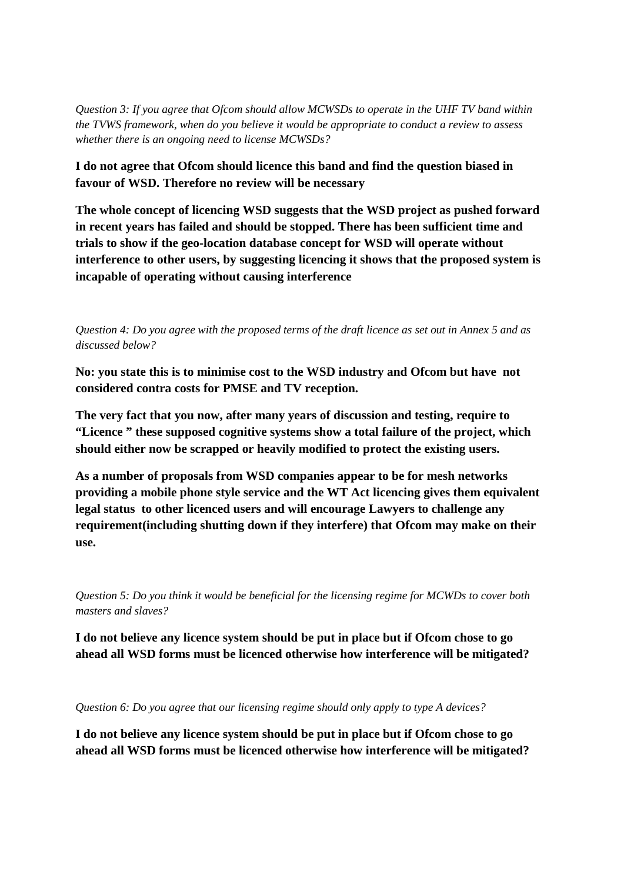*Question 3: If you agree that Ofcom should allow MCWSDs to operate in the UHF TV band within the TVWS framework, when do you believe it would be appropriate to conduct a review to assess whether there is an ongoing need to license MCWSDs?*

**I do not agree that Ofcom should licence this band and find the question biased in favour of WSD. Therefore no review will be necessary**

**The whole concept of licencing WSD suggests that the WSD project as pushed forward in recent years has failed and should be stopped. There has been sufficient time and trials to show if the geo-location database concept for WSD will operate without interference to other users, by suggesting licencing it shows that the proposed system is incapable of operating without causing interference**

*Question 4: Do you agree with the proposed terms of the draft licence as set out in Annex 5 and as discussed below?*

**No: you state this is to minimise cost to the WSD industry and Ofcom but have not considered contra costs for PMSE and TV reception.**

**The very fact that you now, after many years of discussion and testing, require to "Licence " these supposed cognitive systems show a total failure of the project, which should either now be scrapped or heavily modified to protect the existing users.**

**As a number of proposals from WSD companies appear to be for mesh networks providing a mobile phone style service and the WT Act licencing gives them equivalent legal status to other licenced users and will encourage Lawyers to challenge any requirement(including shutting down if they interfere) that Ofcom may make on their use.**

*Question 5: Do you think it would be beneficial for the licensing regime for MCWDs to cover both masters and slaves?*

**I do not believe any licence system should be put in place but if Ofcom chose to go ahead all WSD forms must be licenced otherwise how interference will be mitigated?**

*Question 6: Do you agree that our licensing regime should only apply to type A devices?*

**I do not believe any licence system should be put in place but if Ofcom chose to go ahead all WSD forms must be licenced otherwise how interference will be mitigated?**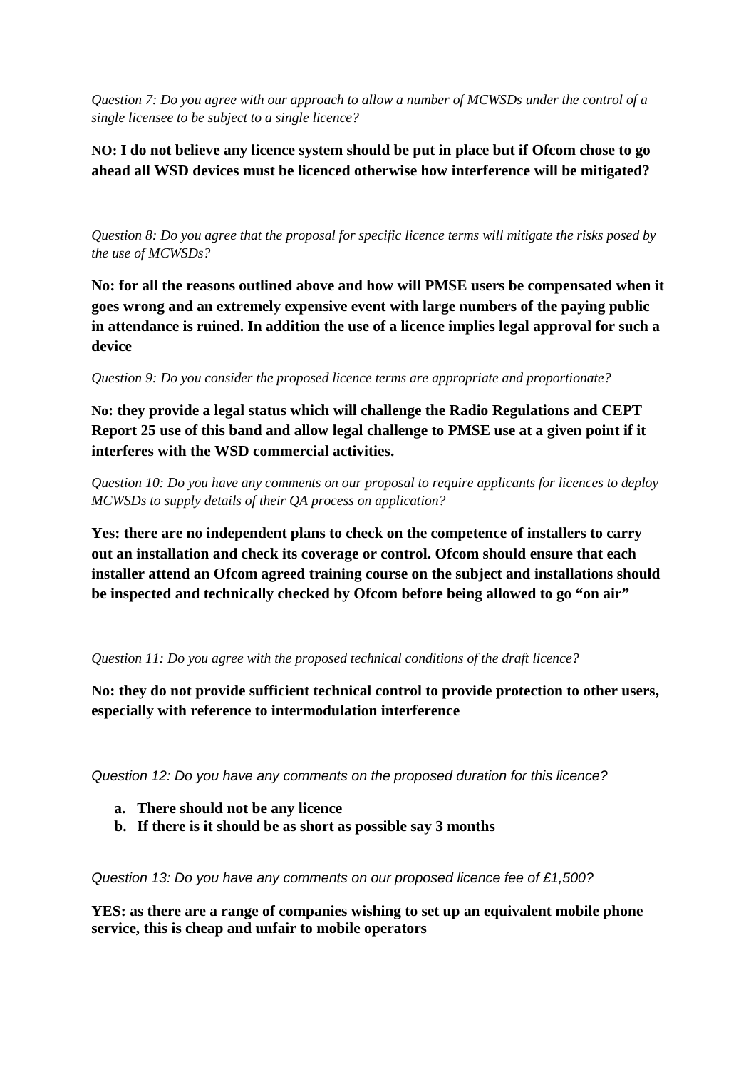*Question 7: Do you agree with our approach to allow a number of MCWSDs under the control of a single licensee to be subject to a single licence?*

**NO: I do not believe any licence system should be put in place but if Ofcom chose to go ahead all WSD devices must be licenced otherwise how interference will be mitigated?**

*Question 8: Do you agree that the proposal for specific licence terms will mitigate the risks posed by the use of MCWSDs?*

**No: for all the reasons outlined above and how will PMSE users be compensated when it goes wrong and an extremely expensive event with large numbers of the paying public in attendance is ruined. In addition the use of a licence implies legal approval for such a device**

*Question 9: Do you consider the proposed licence terms are appropriate and proportionate?*

**No: they provide a legal status which will challenge the Radio Regulations and CEPT Report 25 use of this band and allow legal challenge to PMSE use at a given point if it interferes with the WSD commercial activities.**

*Question 10: Do you have any comments on our proposal to require applicants for licences to deploy MCWSDs to supply details of their QA process on application?*

**Yes: there are no independent plans to check on the competence of installers to carry out an installation and check its coverage or control. Ofcom should ensure that each installer attend an Ofcom agreed training course on the subject and installations should be inspected and technically checked by Ofcom before being allowed to go "on air"**

*Question 11: Do you agree with the proposed technical conditions of the draft licence?*

**No: they do not provide sufficient technical control to provide protection to other users, especially with reference to intermodulation interference**

*Question 12: Do you have any comments on the proposed duration for this licence?*

a. **There should not be any licence**
b. **If there is it should be as short as possible say 3 months**

*Question 13: Do you have any comments on our proposed licence fee of £1,500?*

**YES: as there are a range of companies wishing to set up an equivalent mobile phone service, this is cheap and unfair to mobile operators**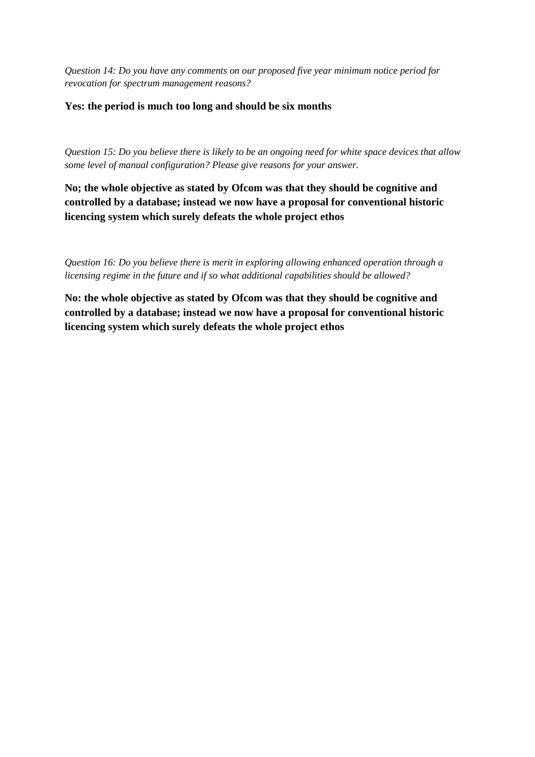*Question 14: Do you have any comments on our proposed five year minimum notice period for revocation for spectrum management reasons?*

**Yes: the period is much too long and should be six months**

*Question 15: Do you believe there is likely to be an ongoing need for white space devices that allow some level of manual configuration? Please give reasons for your answer.*

**No; the whole objective as stated by Ofcom was that they should be cognitive and controlled by a database; instead we now have a proposal for conventional historic licencing system which surely defeats the whole project ethos**

*Question 16: Do you believe there is merit in exploring allowing enhanced operation through a licensing regime in the future and if so what additional capabilities should be allowed?*

**No: the whole objective as stated by Ofcom was that they should be cognitive and controlled by a database; instead we now have a proposal for conventional historic licencing system which surely defeats the whole project ethos**